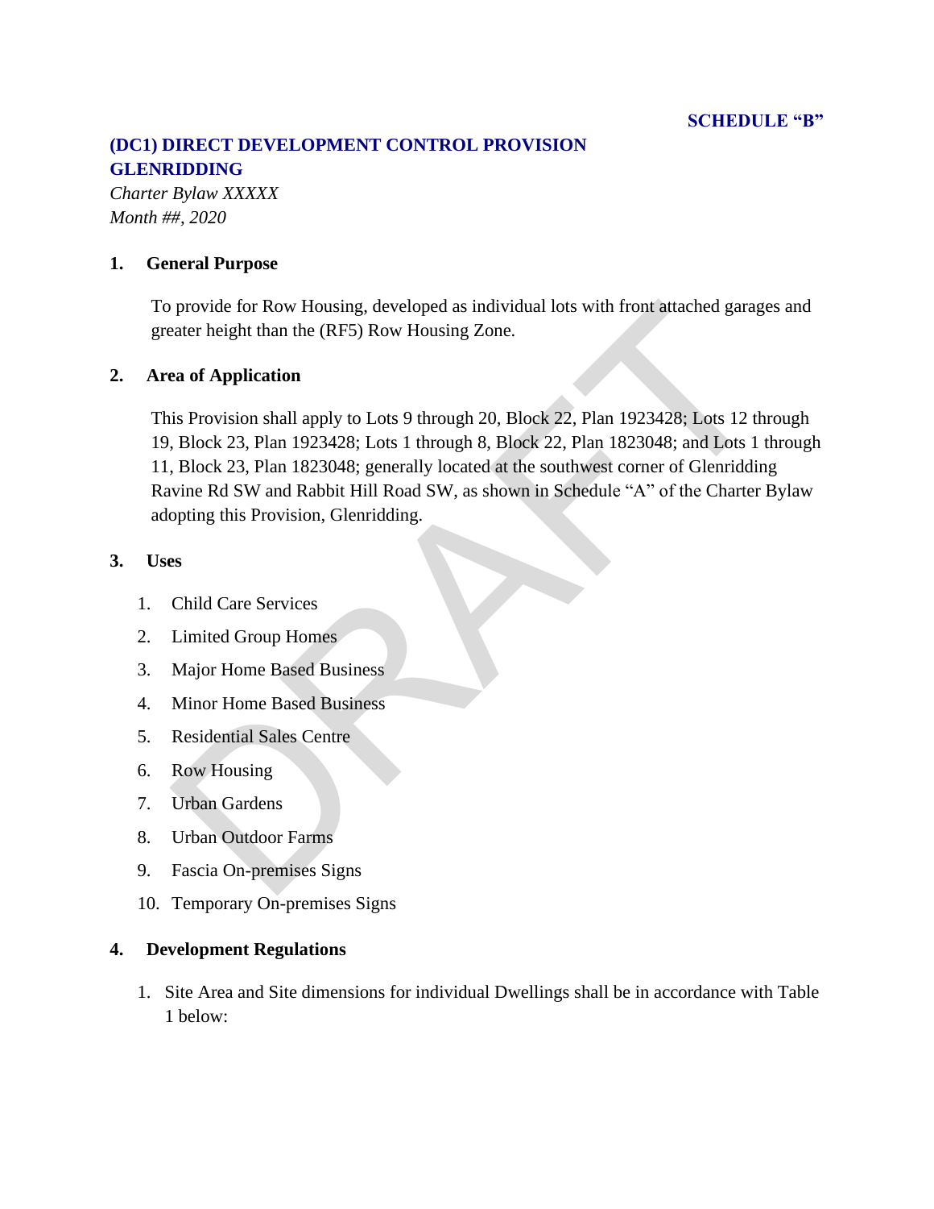**SCHEDULE "B"**

## (DC1) DIRECT DEVELOPMENT CONTROL PROVISION GLENRIDDING

*Charter Bylaw XXXXX*
*Month ##, 2020*

### 1. General Purpose

To provide for Row Housing, developed as individual lots with front attached garages and greater height than the (RF5) Row Housing Zone.

### 2. Area of Application

This Provision shall apply to Lots 9 through 20, Block 22, Plan 1923428; Lots 12 through 19, Block 23, Plan 1923428; Lots 1 through 8, Block 22, Plan 1823048; and Lots 1 through 11, Block 23, Plan 1823048; generally located at the southwest corner of Glenridding Ravine Rd SW and Rabbit Hill Road SW, as shown in Schedule "A" of the Charter Bylaw adopting this Provision, Glenridding.

### 3. Uses

1. Child Care Services
2. Limited Group Homes
3. Major Home Based Business
4. Minor Home Based Business
5. Residential Sales Centre
6. Row Housing
7. Urban Gardens
8. Urban Outdoor Farms
9. Fascia On-premises Signs
10. Temporary On-premises Signs

### 4. Development Regulations

1. Site Area and Site dimensions for individual Dwellings shall be in accordance with Table 1 below: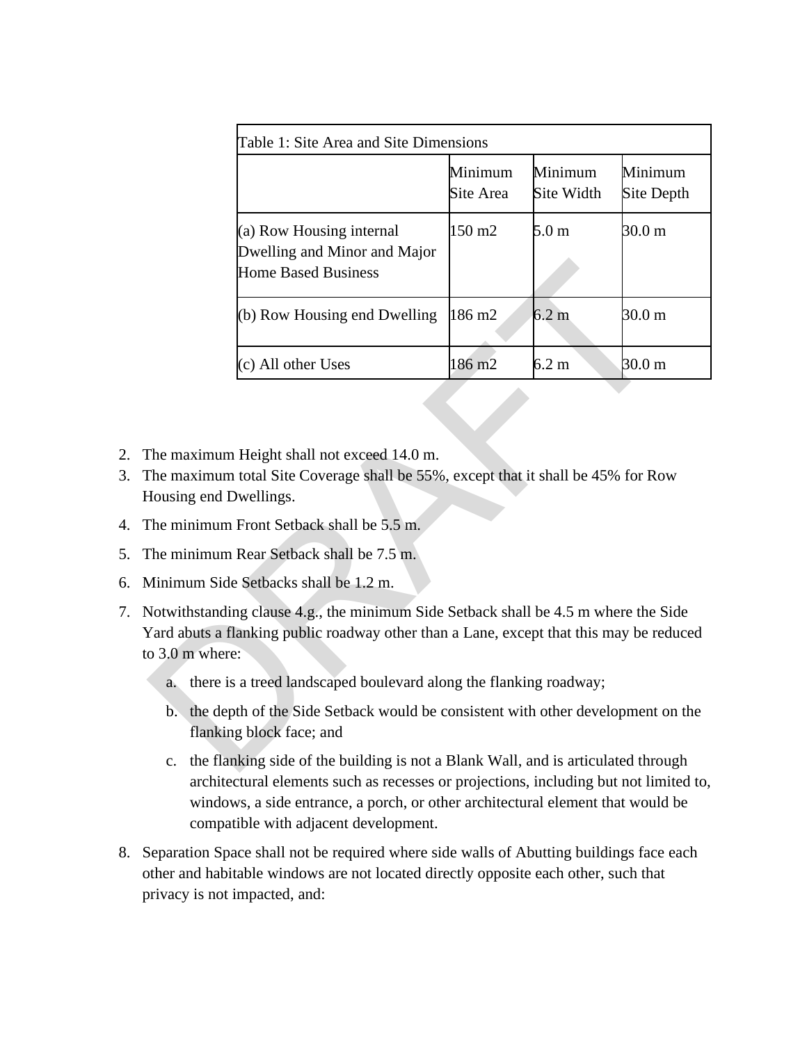| Table 1: Site Area and Site Dimensions | | | |
|---|---|---|---|
| | Minimum Site Area | Minimum Site Width | Minimum Site Depth |
| (a) Row Housing internal Dwelling and Minor and Major Home Based Business | 150 m2 | 5.0 m | 30.0 m |
| (b) Row Housing end Dwelling | 186 m2 | 6.2 m | 30.0 m |
| (c) All other Uses | 186 m2 | 6.2 m | 30.0 m |

2. The maximum Height shall not exceed 14.0 m.
3. The maximum total Site Coverage shall be 55%, except that it shall be 45% for Row Housing end Dwellings.
4. The minimum Front Setback shall be 5.5 m.
5. The minimum Rear Setback shall be 7.5 m.
6. Minimum Side Setbacks shall be 1.2 m.
7. Notwithstanding clause 4.g., the minimum Side Setback shall be 4.5 m where the Side Yard abuts a flanking public roadway other than a Lane, except that this may be reduced to 3.0 m where:
   a. there is a treed landscaped boulevard along the flanking roadway;
   b. the depth of the Side Setback would be consistent with other development on the flanking block face; and
   c. the flanking side of the building is not a Blank Wall, and is articulated through architectural elements such as recesses or projections, including but not limited to, windows, a side entrance, a porch, or other architectural element that would be compatible with adjacent development.
8. Separation Space shall not be required where side walls of Abutting buildings face each other and habitable windows are not located directly opposite each other, such that privacy is not impacted, and: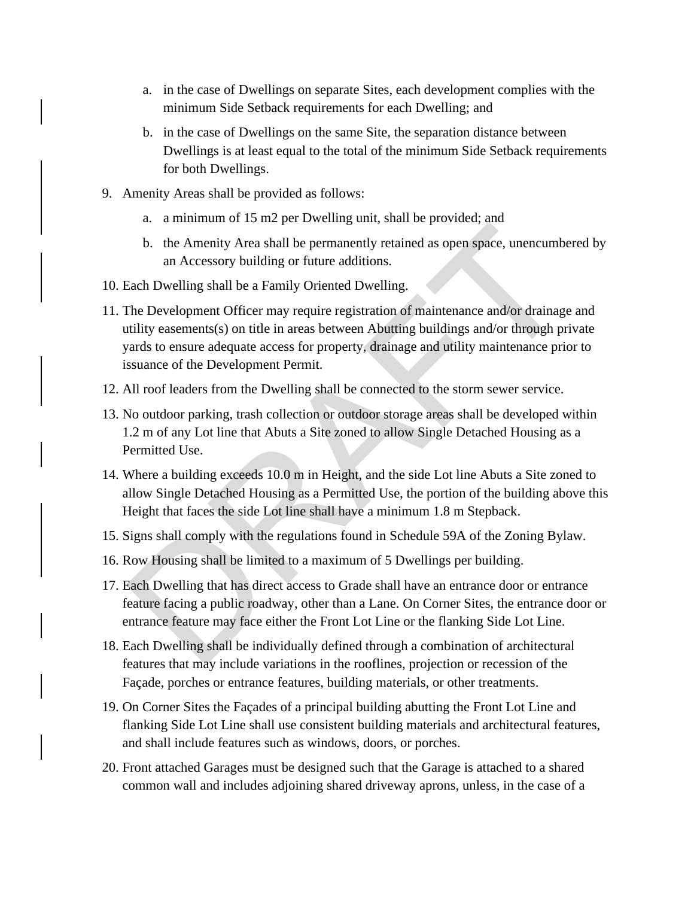a. in the case of Dwellings on separate Sites, each development complies with the minimum Side Setback requirements for each Dwelling; and

   b. in the case of Dwellings on the same Site, the separation distance between Dwellings is at least equal to the total of the minimum Side Setback requirements for both Dwellings.

9. Amenity Areas shall be provided as follows:

   a. a minimum of 15 m2 per Dwelling unit, shall be provided; and

   b. the Amenity Area shall be permanently retained as open space, unencumbered by an Accessory building or future additions.

10. Each Dwelling shall be a Family Oriented Dwelling.

11. The Development Officer may require registration of maintenance and/or drainage and utility easements(s) on title in areas between Abutting buildings and/or through private yards to ensure adequate access for property, drainage and utility maintenance prior to issuance of the Development Permit.

12. All roof leaders from the Dwelling shall be connected to the storm sewer service.

13. No outdoor parking, trash collection or outdoor storage areas shall be developed within 1.2 m of any Lot line that Abuts a Site zoned to allow Single Detached Housing as a Permitted Use.

14. Where a building exceeds 10.0 m in Height, and the side Lot line Abuts a Site zoned to allow Single Detached Housing as a Permitted Use, the portion of the building above this Height that faces the side Lot line shall have a minimum 1.8 m Stepback.

15. Signs shall comply with the regulations found in Schedule 59A of the Zoning Bylaw.

16. Row Housing shall be limited to a maximum of 5 Dwellings per building.

17. Each Dwelling that has direct access to Grade shall have an entrance door or entrance feature facing a public roadway, other than a Lane. On Corner Sites, the entrance door or entrance feature may face either the Front Lot Line or the flanking Side Lot Line.

18. Each Dwelling shall be individually defined through a combination of architectural features that may include variations in the rooflines, projection or recession of the Façade, porches or entrance features, building materials, or other treatments.

19. On Corner Sites the Façades of a principal building abutting the Front Lot Line and flanking Side Lot Line shall use consistent building materials and architectural features, and shall include features such as windows, doors, or porches.

20. Front attached Garages must be designed such that the Garage is attached to a shared common wall and includes adjoining shared driveway aprons, unless, in the case of a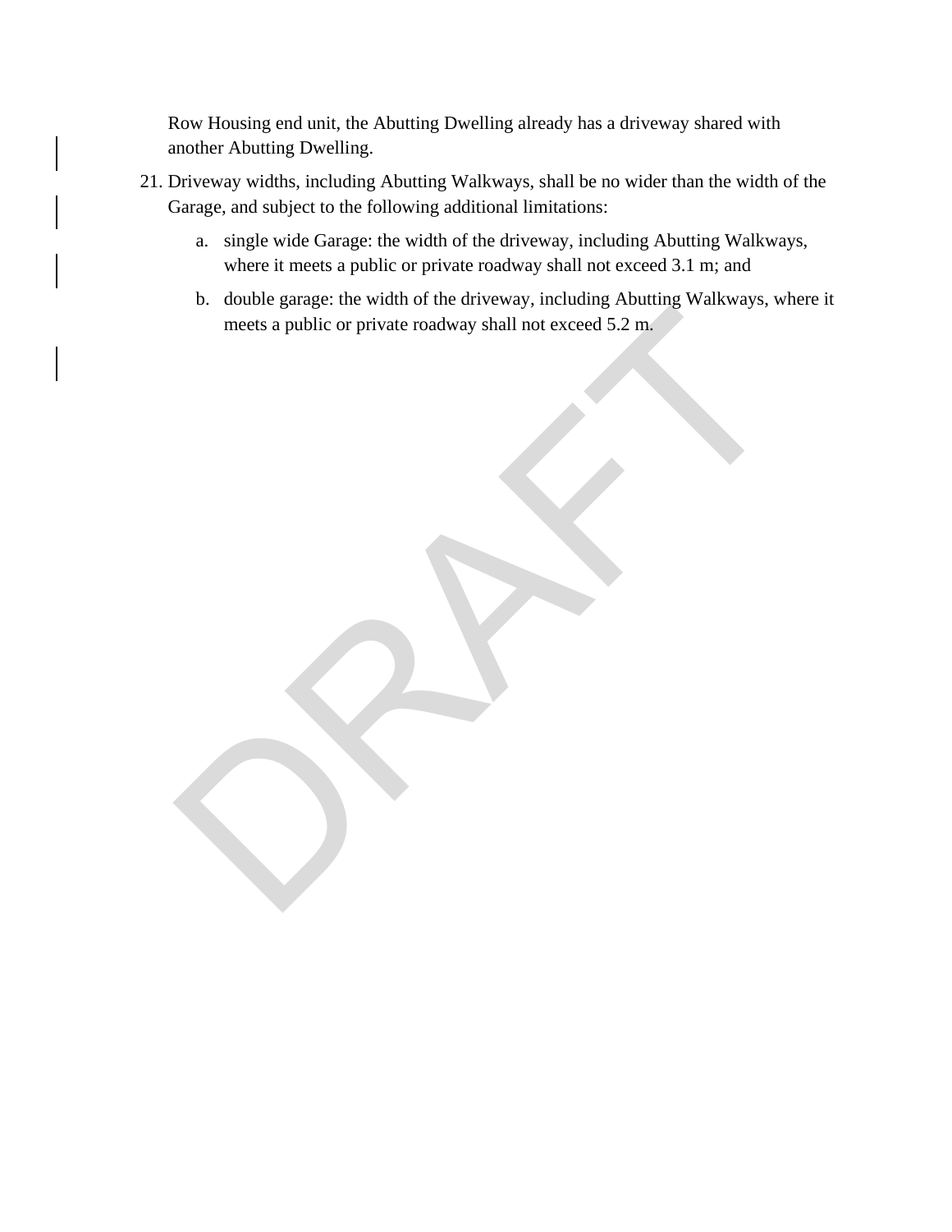Row Housing end unit, the Abutting Dwelling already has a driveway shared with another Abutting Dwelling.

21. Driveway widths, including Abutting Walkways, shall be no wider than the width of the Garage, and subject to the following additional limitations:

    a. single wide Garage: the width of the driveway, including Abutting Walkways, where it meets a public or private roadway shall not exceed 3.1 m; and

    b. double garage: the width of the driveway, including Abutting Walkways, where it meets a public or private roadway shall not exceed 5.2 m.